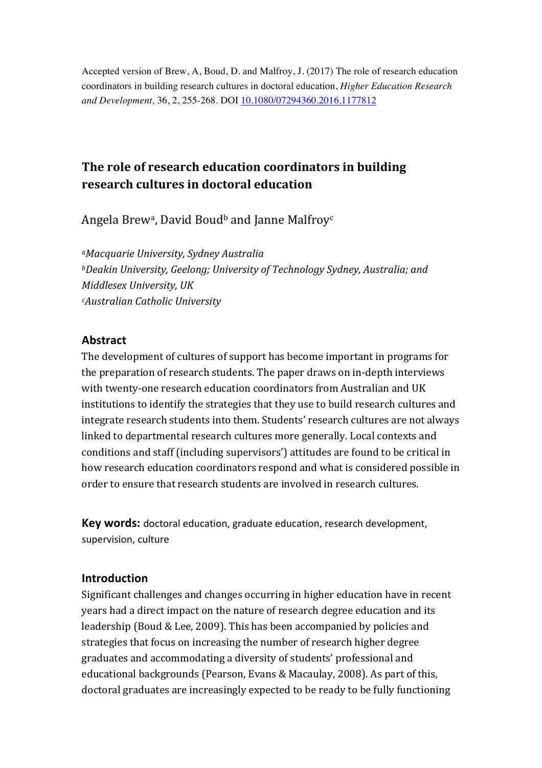Accepted version of Brew, A, Boud, D. and Malfroy, J. (2017) The role of research education coordinators in building research cultures in doctoral education, *Higher Education Research and Development*, 36, 2, 255-268. DOI 10.1080/07294360.2016.1177812

# The role of research education coordinators in building research cultures in doctoral education

Angela Brew[a], David Boud[b] and Janne Malfroy[c]

[a] *Macquarie University, Sydney Australia*
[b] *Deakin University, Geelong; University of Technology Sydney, Australia; and Middlesex University, UK*
[c] *Australian Catholic University*

## Abstract

The development of cultures of support has become important in programs for the preparation of research students. The paper draws on in-depth interviews with twenty-one research education coordinators from Australian and UK institutions to identify the strategies that they use to build research cultures and integrate research students into them. Students' research cultures are not always linked to departmental research cultures more generally. Local contexts and conditions and staff (including supervisors') attitudes are found to be critical in how research education coordinators respond and what is considered possible in order to ensure that research students are involved in research cultures.

**Key words:** doctoral education, graduate education, research development, supervision, culture

## Introduction

Significant challenges and changes occurring in higher education have in recent years had a direct impact on the nature of research degree education and its leadership (Boud & Lee, 2009). This has been accompanied by policies and strategies that focus on increasing the number of research higher degree graduates and accommodating a diversity of students' professional and educational backgrounds (Pearson, Evans & Macaulay, 2008). As part of this, doctoral graduates are increasingly expected to be ready to be fully functioning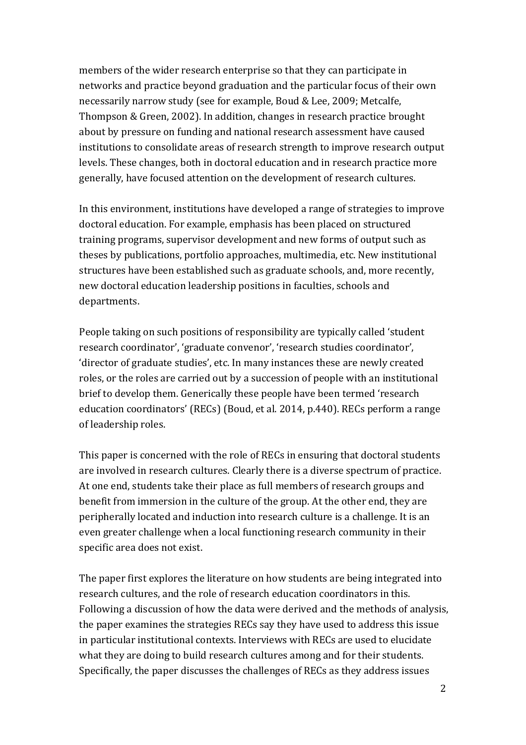members of the wider research enterprise so that they can participate in networks and practice beyond graduation and the particular focus of their own necessarily narrow study (see for example, Boud & Lee, 2009; Metcalfe, Thompson & Green, 2002). In addition, changes in research practice brought about by pressure on funding and national research assessment have caused institutions to consolidate areas of research strength to improve research output levels. These changes, both in doctoral education and in research practice more generally, have focused attention on the development of research cultures.

In this environment, institutions have developed a range of strategies to improve doctoral education. For example, emphasis has been placed on structured training programs, supervisor development and new forms of output such as theses by publications, portfolio approaches, multimedia, etc. New institutional structures have been established such as graduate schools, and, more recently, new doctoral education leadership positions in faculties, schools and departments.

People taking on such positions of responsibility are typically called 'student research coordinator', 'graduate convenor', 'research studies coordinator', 'director of graduate studies', etc. In many instances these are newly created roles, or the roles are carried out by a succession of people with an institutional brief to develop them. Generically these people have been termed 'research education coordinators' (RECs) (Boud, et al. 2014, p.440). RECs perform a range of leadership roles.

This paper is concerned with the role of RECs in ensuring that doctoral students are involved in research cultures. Clearly there is a diverse spectrum of practice. At one end, students take their place as full members of research groups and benefit from immersion in the culture of the group. At the other end, they are peripherally located and induction into research culture is a challenge. It is an even greater challenge when a local functioning research community in their specific area does not exist.

The paper first explores the literature on how students are being integrated into research cultures, and the role of research education coordinators in this. Following a discussion of how the data were derived and the methods of analysis, the paper examines the strategies RECs say they have used to address this issue in particular institutional contexts. Interviews with RECs are used to elucidate what they are doing to build research cultures among and for their students. Specifically, the paper discusses the challenges of RECs as they address issues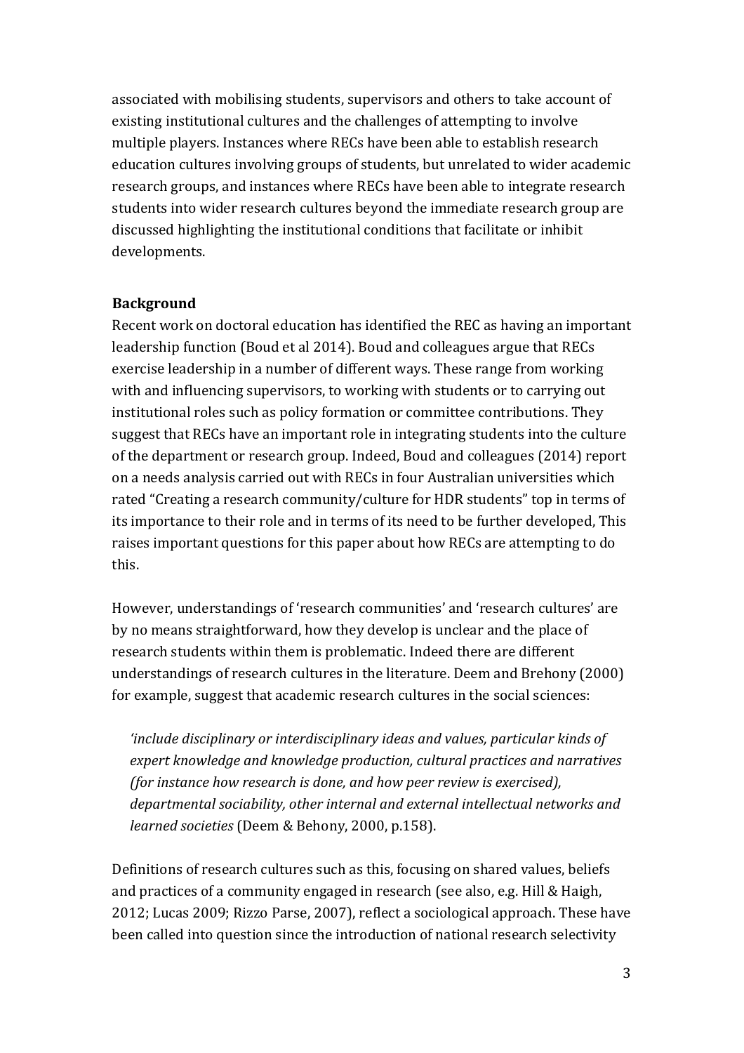associated with mobilising students, supervisors and others to take account of existing institutional cultures and the challenges of attempting to involve multiple players. Instances where RECs have been able to establish research education cultures involving groups of students, but unrelated to wider academic research groups, and instances where RECs have been able to integrate research students into wider research cultures beyond the immediate research group are discussed highlighting the institutional conditions that facilitate or inhibit developments.

## Background

Recent work on doctoral education has identified the REC as having an important leadership function (Boud et al 2014). Boud and colleagues argue that RECs exercise leadership in a number of different ways. These range from working with and influencing supervisors, to working with students or to carrying out institutional roles such as policy formation or committee contributions. They suggest that RECs have an important role in integrating students into the culture of the department or research group. Indeed, Boud and colleagues (2014) report on a needs analysis carried out with RECs in four Australian universities which rated "Creating a research community/culture for HDR students" top in terms of its importance to their role and in terms of its need to be further developed, This raises important questions for this paper about how RECs are attempting to do this.

However, understandings of 'research communities' and 'research cultures' are by no means straightforward, how they develop is unclear and the place of research students within them is problematic. Indeed there are different understandings of research cultures in the literature. Deem and Brehony (2000) for example, suggest that academic research cultures in the social sciences:

> *'include disciplinary or interdisciplinary ideas and values, particular kinds of expert knowledge and knowledge production, cultural practices and narratives (for instance how research is done, and how peer review is exercised), departmental sociability, other internal and external intellectual networks and learned societies* (Deem & Behony, 2000, p.158).

Definitions of research cultures such as this, focusing on shared values, beliefs and practices of a community engaged in research (see also, e.g. Hill & Haigh, 2012; Lucas 2009; Rizzo Parse, 2007), reflect a sociological approach. These have been called into question since the introduction of national research selectivity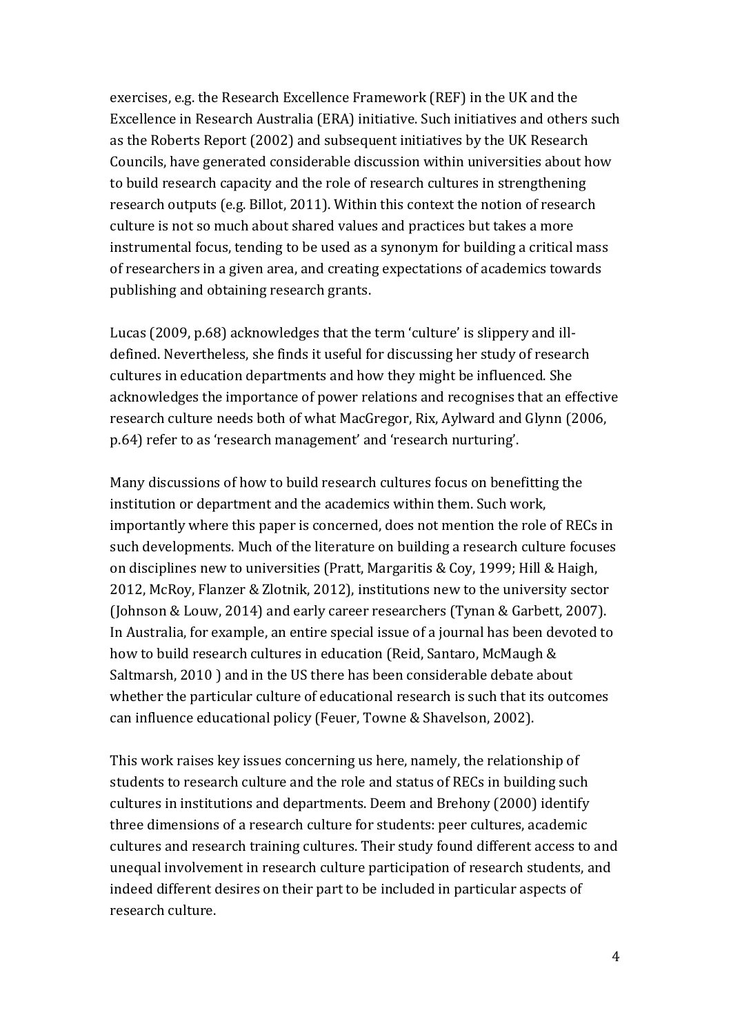exercises, e.g. the Research Excellence Framework (REF) in the UK and the Excellence in Research Australia (ERA) initiative. Such initiatives and others such as the Roberts Report (2002) and subsequent initiatives by the UK Research Councils, have generated considerable discussion within universities about how to build research capacity and the role of research cultures in strengthening research outputs (e.g. Billot, 2011). Within this context the notion of research culture is not so much about shared values and practices but takes a more instrumental focus, tending to be used as a synonym for building a critical mass of researchers in a given area, and creating expectations of academics towards publishing and obtaining research grants.

Lucas (2009, p.68) acknowledges that the term 'culture' is slippery and ill-defined. Nevertheless, she finds it useful for discussing her study of research cultures in education departments and how they might be influenced. She acknowledges the importance of power relations and recognises that an effective research culture needs both of what MacGregor, Rix, Aylward and Glynn (2006, p.64) refer to as 'research management' and 'research nurturing'.

Many discussions of how to build research cultures focus on benefitting the institution or department and the academics within them. Such work, importantly where this paper is concerned, does not mention the role of RECs in such developments. Much of the literature on building a research culture focuses on disciplines new to universities (Pratt, Margaritis & Coy, 1999; Hill & Haigh, 2012, McRoy, Flanzer & Zlotnik, 2012), institutions new to the university sector (Johnson & Louw, 2014) and early career researchers (Tynan & Garbett, 2007). In Australia, for example, an entire special issue of a journal has been devoted to how to build research cultures in education (Reid, Santaro, McMaugh & Saltmarsh, 2010 ) and in the US there has been considerable debate about whether the particular culture of educational research is such that its outcomes can influence educational policy (Feuer, Towne & Shavelson, 2002).

This work raises key issues concerning us here, namely, the relationship of students to research culture and the role and status of RECs in building such cultures in institutions and departments. Deem and Brehony (2000) identify three dimensions of a research culture for students: peer cultures, academic cultures and research training cultures. Their study found different access to and unequal involvement in research culture participation of research students, and indeed different desires on their part to be included in particular aspects of research culture.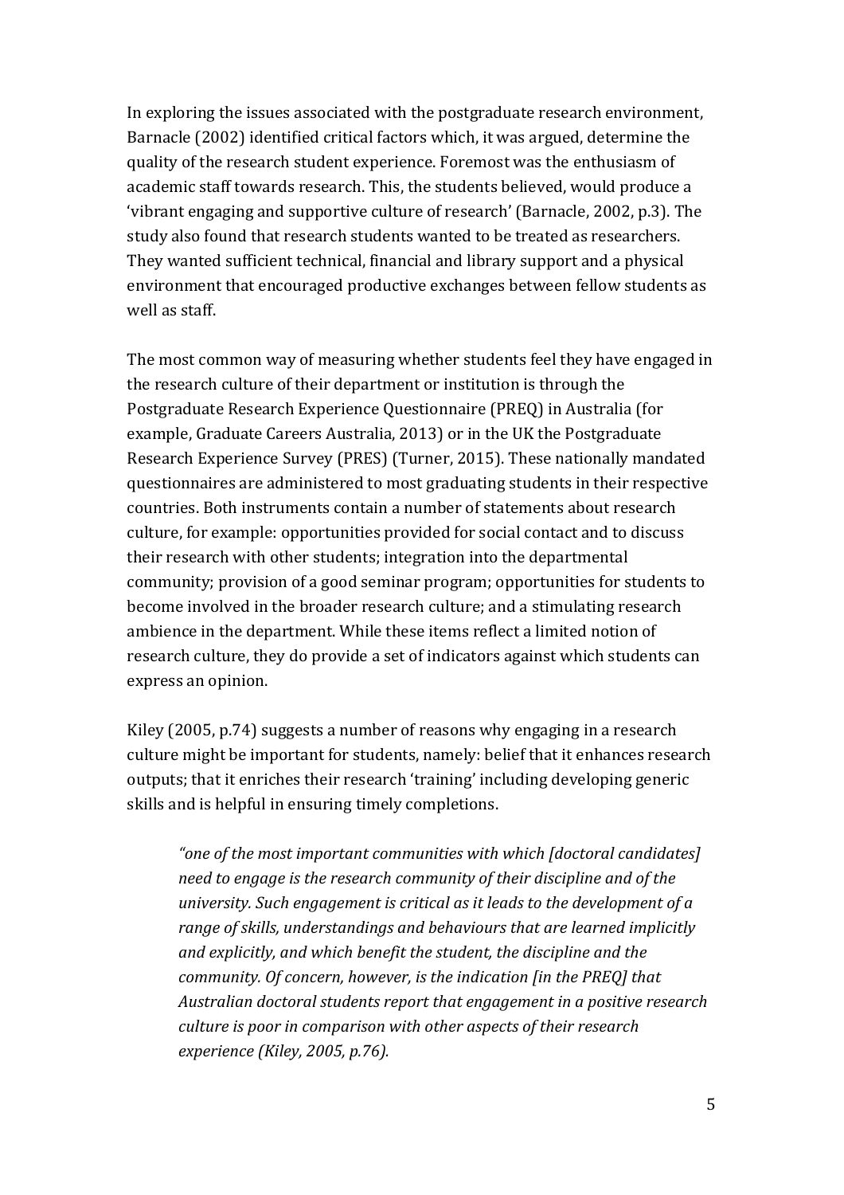In exploring the issues associated with the postgraduate research environment, Barnacle (2002) identified critical factors which, it was argued, determine the quality of the research student experience. Foremost was the enthusiasm of academic staff towards research. This, the students believed, would produce a 'vibrant engaging and supportive culture of research' (Barnacle, 2002, p.3). The study also found that research students wanted to be treated as researchers. They wanted sufficient technical, financial and library support and a physical environment that encouraged productive exchanges between fellow students as well as staff.

The most common way of measuring whether students feel they have engaged in the research culture of their department or institution is through the Postgraduate Research Experience Questionnaire (PREQ) in Australia (for example, Graduate Careers Australia, 2013) or in the UK the Postgraduate Research Experience Survey (PRES) (Turner, 2015). These nationally mandated questionnaires are administered to most graduating students in their respective countries. Both instruments contain a number of statements about research culture, for example: opportunities provided for social contact and to discuss their research with other students; integration into the departmental community; provision of a good seminar program; opportunities for students to become involved in the broader research culture; and a stimulating research ambience in the department. While these items reflect a limited notion of research culture, they do provide a set of indicators against which students can express an opinion.

Kiley (2005, p.74) suggests a number of reasons why engaging in a research culture might be important for students, namely: belief that it enhances research outputs; that it enriches their research 'training' including developing generic skills and is helpful in ensuring timely completions.

> *"one of the most important communities with which [doctoral candidates] need to engage is the research community of their discipline and of the university. Such engagement is critical as it leads to the development of a range of skills, understandings and behaviours that are learned implicitly and explicitly, and which benefit the student, the discipline and the community. Of concern, however, is the indication [in the PREQ] that Australian doctoral students report that engagement in a positive research culture is poor in comparison with other aspects of their research experience (Kiley, 2005, p.76).*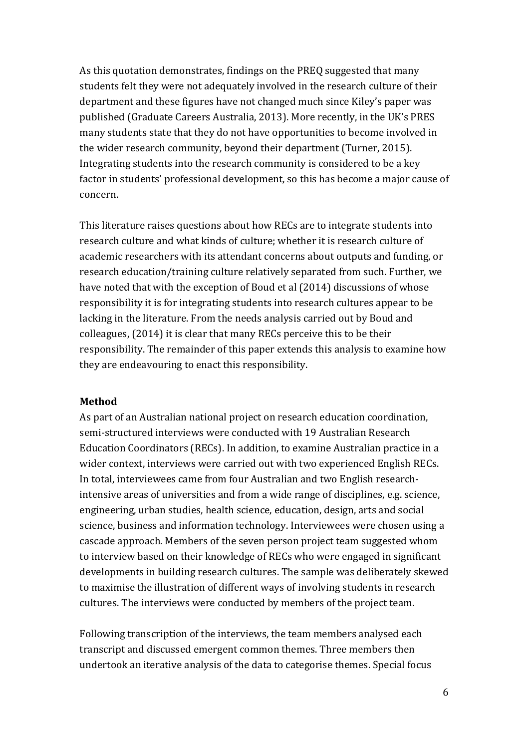As this quotation demonstrates, findings on the PREQ suggested that many students felt they were not adequately involved in the research culture of their department and these figures have not changed much since Kiley's paper was published (Graduate Careers Australia, 2013). More recently, in the UK's PRES many students state that they do not have opportunities to become involved in the wider research community, beyond their department (Turner, 2015). Integrating students into the research community is considered to be a key factor in students' professional development, so this has become a major cause of concern.

This literature raises questions about how RECs are to integrate students into research culture and what kinds of culture; whether it is research culture of academic researchers with its attendant concerns about outputs and funding, or research education/training culture relatively separated from such. Further, we have noted that with the exception of Boud et al (2014) discussions of whose responsibility it is for integrating students into research cultures appear to be lacking in the literature. From the needs analysis carried out by Boud and colleagues, (2014) it is clear that many RECs perceive this to be their responsibility. The remainder of this paper extends this analysis to examine how they are endeavouring to enact this responsibility.

**Method**

As part of an Australian national project on research education coordination, semi-structured interviews were conducted with 19 Australian Research Education Coordinators (RECs). In addition, to examine Australian practice in a wider context, interviews were carried out with two experienced English RECs. In total, interviewees came from four Australian and two English research-intensive areas of universities and from a wide range of disciplines, e.g. science, engineering, urban studies, health science, education, design, arts and social science, business and information technology. Interviewees were chosen using a cascade approach. Members of the seven person project team suggested whom to interview based on their knowledge of RECs who were engaged in significant developments in building research cultures. The sample was deliberately skewed to maximise the illustration of different ways of involving students in research cultures. The interviews were conducted by members of the project team.

Following transcription of the interviews, the team members analysed each transcript and discussed emergent common themes. Three members then undertook an iterative analysis of the data to categorise themes. Special focus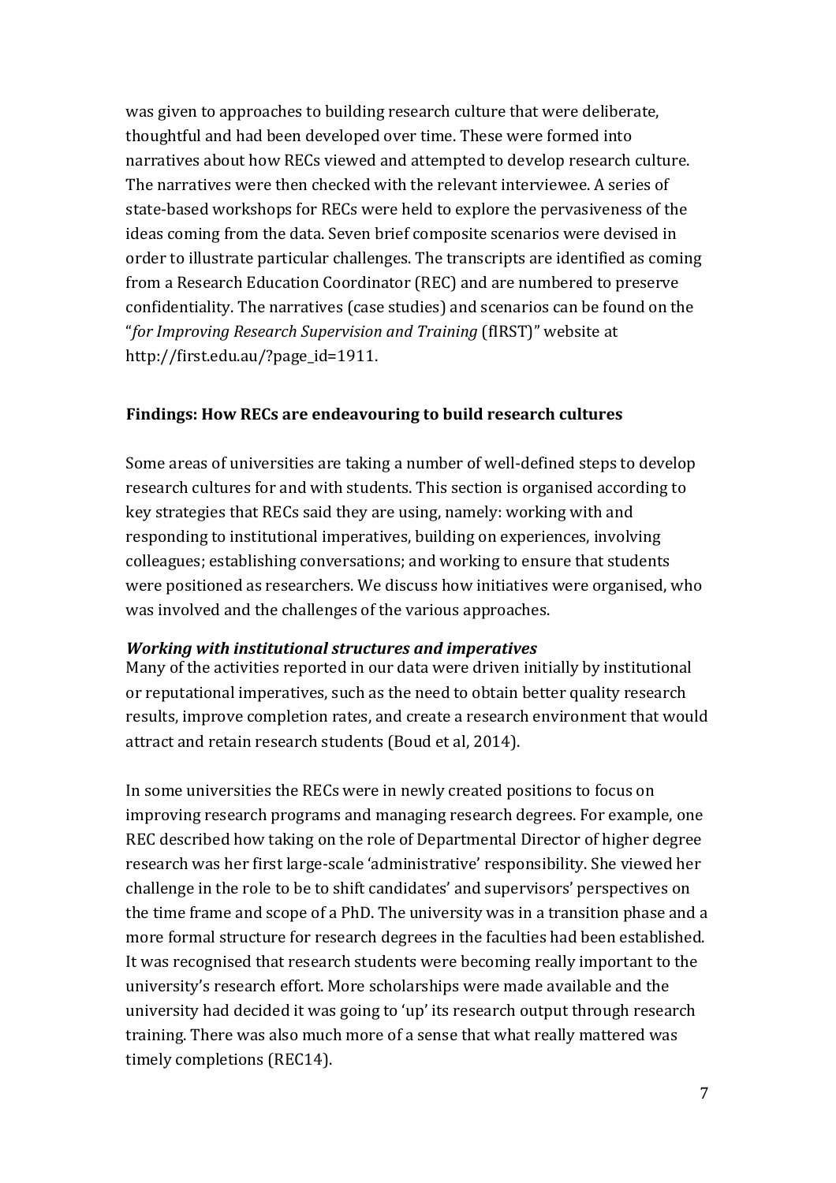was given to approaches to building research culture that were deliberate, thoughtful and had been developed over time. These were formed into narratives about how RECs viewed and attempted to develop research culture. The narratives were then checked with the relevant interviewee. A series of state-based workshops for RECs were held to explore the pervasiveness of the ideas coming from the data. Seven brief composite scenarios were devised in order to illustrate particular challenges. The transcripts are identified as coming from a Research Education Coordinator (REC) and are numbered to preserve confidentiality. The narratives (case studies) and scenarios can be found on the "*for Improving Research Supervision and Training* (fIRST)" website at http://first.edu.au/?page_id=1911.

## Findings: How RECs are endeavouring to build research cultures

Some areas of universities are taking a number of well-defined steps to develop research cultures for and with students. This section is organised according to key strategies that RECs said they are using, namely: working with and responding to institutional imperatives, building on experiences, involving colleagues; establishing conversations; and working to ensure that students were positioned as researchers. We discuss how initiatives were organised, who was involved and the challenges of the various approaches.

### *Working with institutional structures and imperatives*

Many of the activities reported in our data were driven initially by institutional or reputational imperatives, such as the need to obtain better quality research results, improve completion rates, and create a research environment that would attract and retain research students (Boud et al, 2014).

In some universities the RECs were in newly created positions to focus on improving research programs and managing research degrees. For example, one REC described how taking on the role of Departmental Director of higher degree research was her first large-scale 'administrative' responsibility. She viewed her challenge in the role to be to shift candidates' and supervisors' perspectives on the time frame and scope of a PhD. The university was in a transition phase and a more formal structure for research degrees in the faculties had been established. It was recognised that research students were becoming really important to the university's research effort. More scholarships were made available and the university had decided it was going to 'up' its research output through research training. There was also much more of a sense that what really mattered was timely completions (REC14).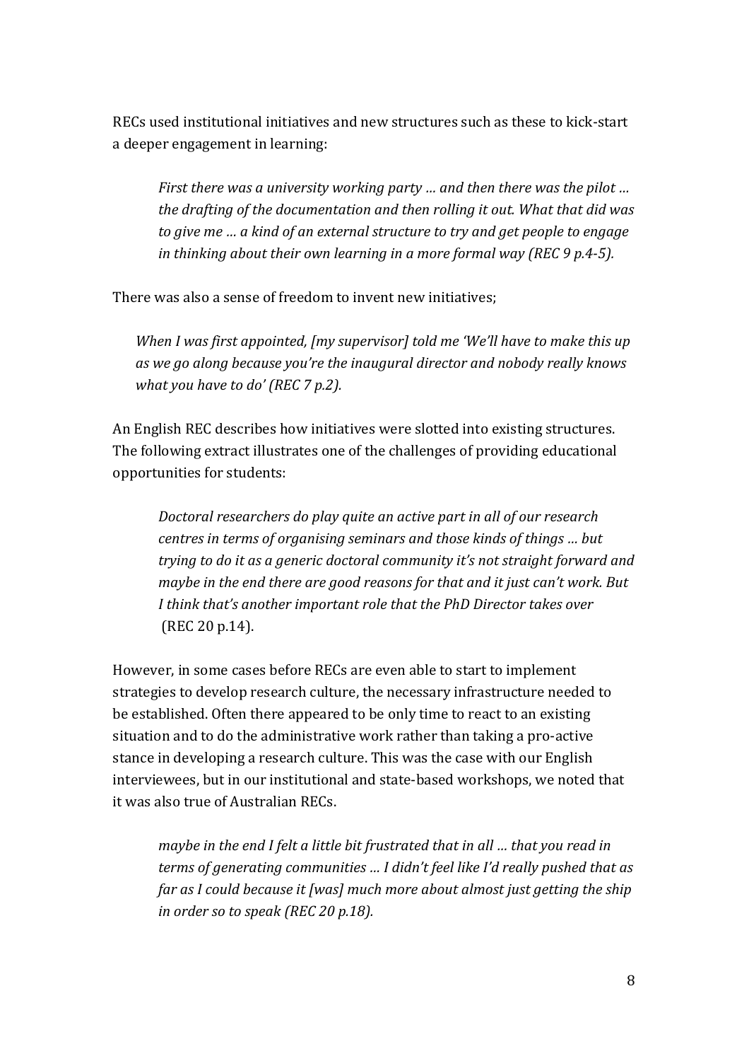RECs used institutional initiatives and new structures such as these to kick-start a deeper engagement in learning:

> *First there was a university working party … and then there was the pilot … the drafting of the documentation and then rolling it out. What that did was to give me … a kind of an external structure to try and get people to engage in thinking about their own learning in a more formal way (REC 9 p.4-5).*

There was also a sense of freedom to invent new initiatives;

> *When I was first appointed, [my supervisor] told me 'We'll have to make this up as we go along because you're the inaugural director and nobody really knows what you have to do' (REC 7 p.2).*

An English REC describes how initiatives were slotted into existing structures. The following extract illustrates one of the challenges of providing educational opportunities for students:

> *Doctoral researchers do play quite an active part in all of our research centres in terms of organising seminars and those kinds of things … but trying to do it as a generic doctoral community it's not straight forward and maybe in the end there are good reasons for that and it just can't work. But I think that's another important role that the PhD Director takes over* (REC 20 p.14).

However, in some cases before RECs are even able to start to implement strategies to develop research culture, the necessary infrastructure needed to be established. Often there appeared to be only time to react to an existing situation and to do the administrative work rather than taking a pro-active stance in developing a research culture. This was the case with our English interviewees, but in our institutional and state-based workshops, we noted that it was also true of Australian RECs.

> *maybe in the end I felt a little bit frustrated that in all … that you read in terms of generating communities … I didn't feel like I'd really pushed that as far as I could because it [was] much more about almost just getting the ship in order so to speak (REC 20 p.18).*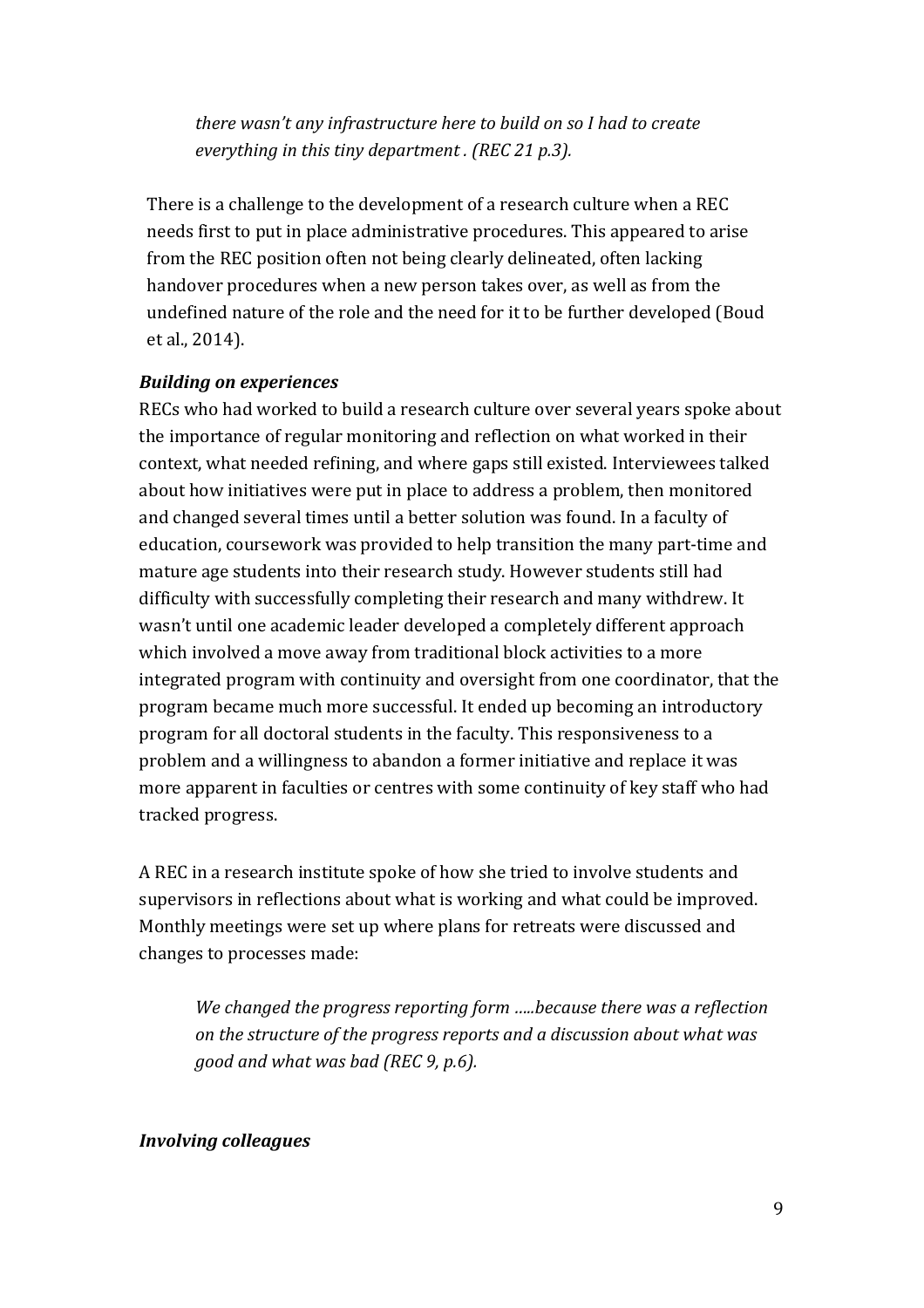> *there wasn't any infrastructure here to build on so I had to create everything in this tiny department . (REC 21 p.3).*

There is a challenge to the development of a research culture when a REC needs first to put in place administrative procedures. This appeared to arise from the REC position often not being clearly delineated, often lacking handover procedures when a new person takes over, as well as from the undefined nature of the role and the need for it to be further developed (Boud et al., 2014).

### *Building on experiences*

RECs who had worked to build a research culture over several years spoke about the importance of regular monitoring and reflection on what worked in their context, what needed refining, and where gaps still existed. Interviewees talked about how initiatives were put in place to address a problem, then monitored and changed several times until a better solution was found. In a faculty of education, coursework was provided to help transition the many part-time and mature age students into their research study. However students still had difficulty with successfully completing their research and many withdrew. It wasn't until one academic leader developed a completely different approach which involved a move away from traditional block activities to a more integrated program with continuity and oversight from one coordinator, that the program became much more successful. It ended up becoming an introductory program for all doctoral students in the faculty. This responsiveness to a problem and a willingness to abandon a former initiative and replace it was more apparent in faculties or centres with some continuity of key staff who had tracked progress.

A REC in a research institute spoke of how she tried to involve students and supervisors in reflections about what is working and what could be improved. Monthly meetings were set up where plans for retreats were discussed and changes to processes made:

> *We changed the progress reporting form .....because there was a reflection on the structure of the progress reports and a discussion about what was good and what was bad (REC 9, p.6).*

### *Involving colleagues*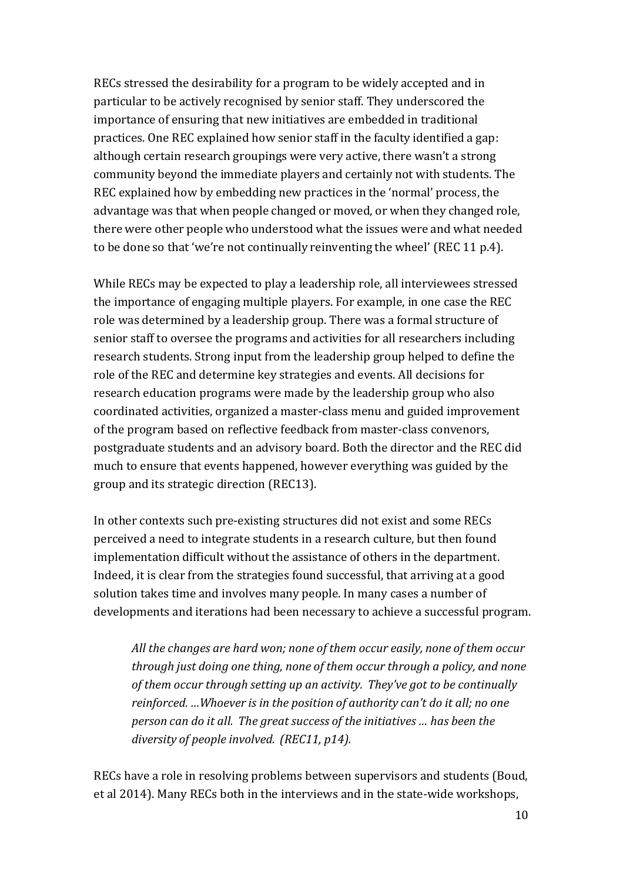RECs stressed the desirability for a program to be widely accepted and in particular to be actively recognised by senior staff. They underscored the importance of ensuring that new initiatives are embedded in traditional practices. One REC explained how senior staff in the faculty identified a gap: although certain research groupings were very active, there wasn't a strong community beyond the immediate players and certainly not with students. The REC explained how by embedding new practices in the 'normal' process, the advantage was that when people changed or moved, or when they changed role, there were other people who understood what the issues were and what needed to be done so that 'we're not continually reinventing the wheel' (REC 11 p.4).

While RECs may be expected to play a leadership role, all interviewees stressed the importance of engaging multiple players. For example, in one case the REC role was determined by a leadership group. There was a formal structure of senior staff to oversee the programs and activities for all researchers including research students. Strong input from the leadership group helped to define the role of the REC and determine key strategies and events. All decisions for research education programs were made by the leadership group who also coordinated activities, organized a master-class menu and guided improvement of the program based on reflective feedback from master-class convenors, postgraduate students and an advisory board. Both the director and the REC did much to ensure that events happened, however everything was guided by the group and its strategic direction (REC13).

In other contexts such pre-existing structures did not exist and some RECs perceived a need to integrate students in a research culture, but then found implementation difficult without the assistance of others in the department. Indeed, it is clear from the strategies found successful, that arriving at a good solution takes time and involves many people. In many cases a number of developments and iterations had been necessary to achieve a successful program.

> *All the changes are hard won; none of them occur easily, none of them occur through just doing one thing, none of them occur through a policy, and none of them occur through setting up an activity. They've got to be continually reinforced. …Whoever is in the position of authority can't do it all; no one person can do it all. The great success of the initiatives … has been the diversity of people involved. (REC11, p14).*

RECs have a role in resolving problems between supervisors and students (Boud, et al 2014). Many RECs both in the interviews and in the state-wide workshops,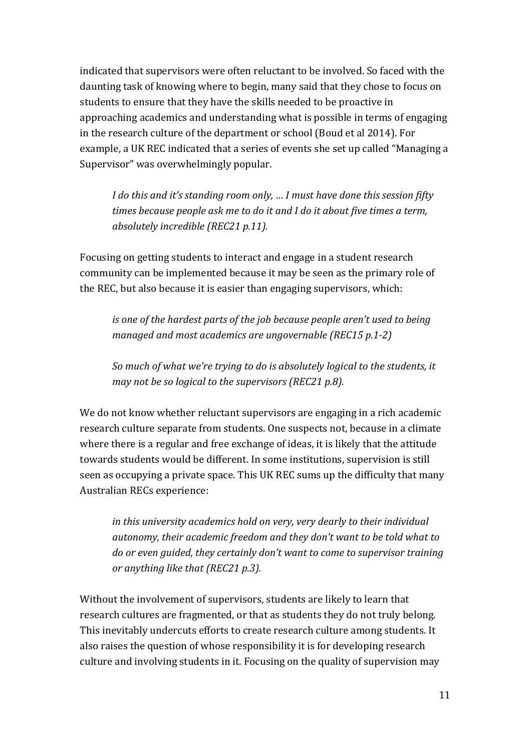indicated that supervisors were often reluctant to be involved. So faced with the daunting task of knowing where to begin, many said that they chose to focus on students to ensure that they have the skills needed to be proactive in approaching academics and understanding what is possible in terms of engaging in the research culture of the department or school (Boud et al 2014). For example, a UK REC indicated that a series of events she set up called "Managing a Supervisor" was overwhelmingly popular.

> *I do this and it's standing room only, … I must have done this session fifty times because people ask me to do it and I do it about five times a term, absolutely incredible (REC21 p.11).*

Focusing on getting students to interact and engage in a student research community can be implemented because it may be seen as the primary role of the REC, but also because it is easier than engaging supervisors, which:

> *is one of the hardest parts of the job because people aren't used to being managed and most academics are ungovernable (REC15 p.1-2)*

> *So much of what we're trying to do is absolutely logical to the students, it may not be so logical to the supervisors (REC21 p.8).*

We do not know whether reluctant supervisors are engaging in a rich academic research culture separate from students. One suspects not, because in a climate where there is a regular and free exchange of ideas, it is likely that the attitude towards students would be different. In some institutions, supervision is still seen as occupying a private space. This UK REC sums up the difficulty that many Australian RECs experience:

> *in this university academics hold on very, very dearly to their individual autonomy, their academic freedom and they don't want to be told what to do or even guided, they certainly don't want to come to supervisor training or anything like that (REC21 p.3).*

Without the involvement of supervisors, students are likely to learn that research cultures are fragmented, or that as students they do not truly belong. This inevitably undercuts efforts to create research culture among students. It also raises the question of whose responsibility it is for developing research culture and involving students in it. Focusing on the quality of supervision may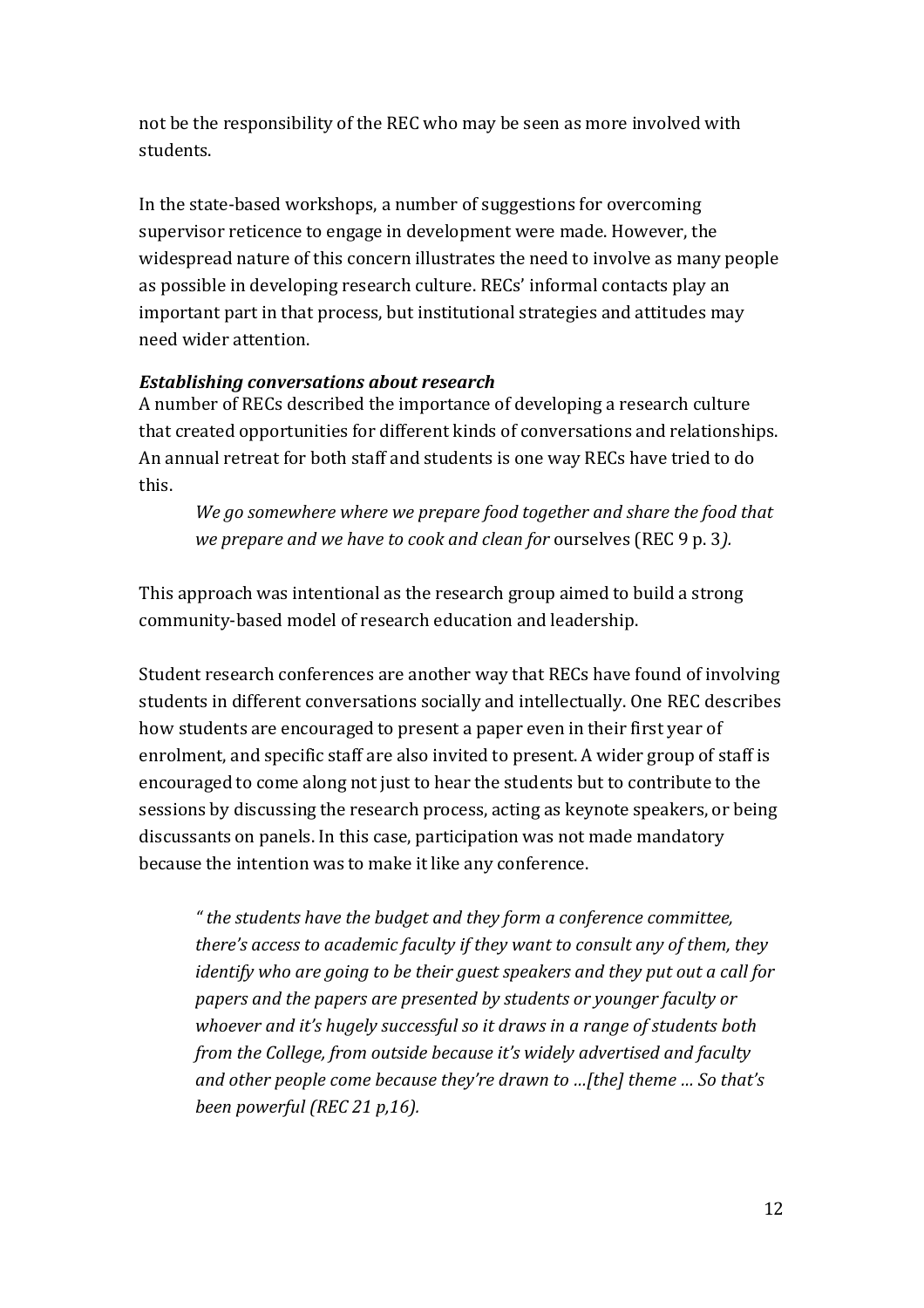not be the responsibility of the REC who may be seen as more involved with students.

In the state-based workshops, a number of suggestions for overcoming supervisor reticence to engage in development were made. However, the widespread nature of this concern illustrates the need to involve as many people as possible in developing research culture. RECs' informal contacts play an important part in that process, but institutional strategies and attitudes may need wider attention.

***Establishing conversations about research***

A number of RECs described the importance of developing a research culture that created opportunities for different kinds of conversations and relationships. An annual retreat for both staff and students is one way RECs have tried to do this.

> *We go somewhere where we prepare food together and share the food that we prepare and we have to cook and clean for* ourselves (REC 9 p. 3*).*

This approach was intentional as the research group aimed to build a strong community-based model of research education and leadership.

Student research conferences are another way that RECs have found of involving students in different conversations socially and intellectually. One REC describes how students are encouraged to present a paper even in their first year of enrolment, and specific staff are also invited to present. A wider group of staff is encouraged to come along not just to hear the students but to contribute to the sessions by discussing the research process, acting as keynote speakers, or being discussants on panels. In this case, participation was not made mandatory because the intention was to make it like any conference.

> *" the students have the budget and they form a conference committee, there's access to academic faculty if they want to consult any of them, they identify who are going to be their guest speakers and they put out a call for papers and the papers are presented by students or younger faculty or whoever and it's hugely successful so it draws in a range of students both from the College, from outside because it's widely advertised and faculty and other people come because they're drawn to …[the] theme … So that's been powerful (REC 21 p,16).*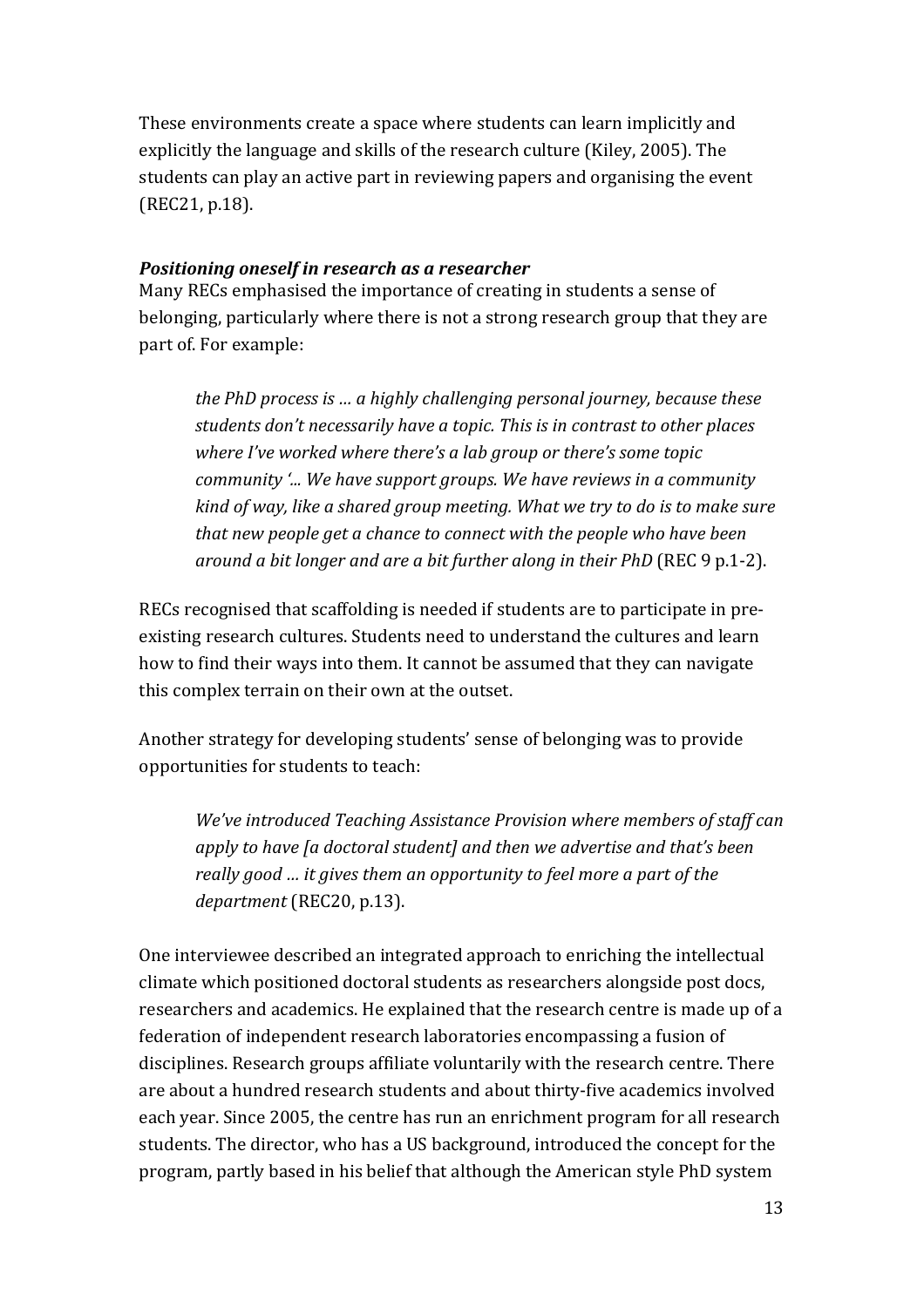These environments create a space where students can learn implicitly and explicitly the language and skills of the research culture (Kiley, 2005). The students can play an active part in reviewing papers and organising the event (REC21, p.18).

### *Positioning oneself in research as a researcher*

Many RECs emphasised the importance of creating in students a sense of belonging, particularly where there is not a strong research group that they are part of. For example:

> *the PhD process is … a highly challenging personal journey, because these students don't necessarily have a topic. This is in contrast to other places where I've worked where there's a lab group or there's some topic community '... We have support groups. We have reviews in a community kind of way, like a shared group meeting. What we try to do is to make sure that new people get a chance to connect with the people who have been around a bit longer and are a bit further along in their PhD* (REC 9 p.1-2).

RECs recognised that scaffolding is needed if students are to participate in pre-existing research cultures. Students need to understand the cultures and learn how to find their ways into them. It cannot be assumed that they can navigate this complex terrain on their own at the outset.

Another strategy for developing students' sense of belonging was to provide opportunities for students to teach:

> *We've introduced Teaching Assistance Provision where members of staff can apply to have [a doctoral student] and then we advertise and that's been really good … it gives them an opportunity to feel more a part of the department* (REC20, p.13).

One interviewee described an integrated approach to enriching the intellectual climate which positioned doctoral students as researchers alongside post docs, researchers and academics. He explained that the research centre is made up of a federation of independent research laboratories encompassing a fusion of disciplines. Research groups affiliate voluntarily with the research centre. There are about a hundred research students and about thirty-five academics involved each year. Since 2005, the centre has run an enrichment program for all research students. The director, who has a US background, introduced the concept for the program, partly based in his belief that although the American style PhD system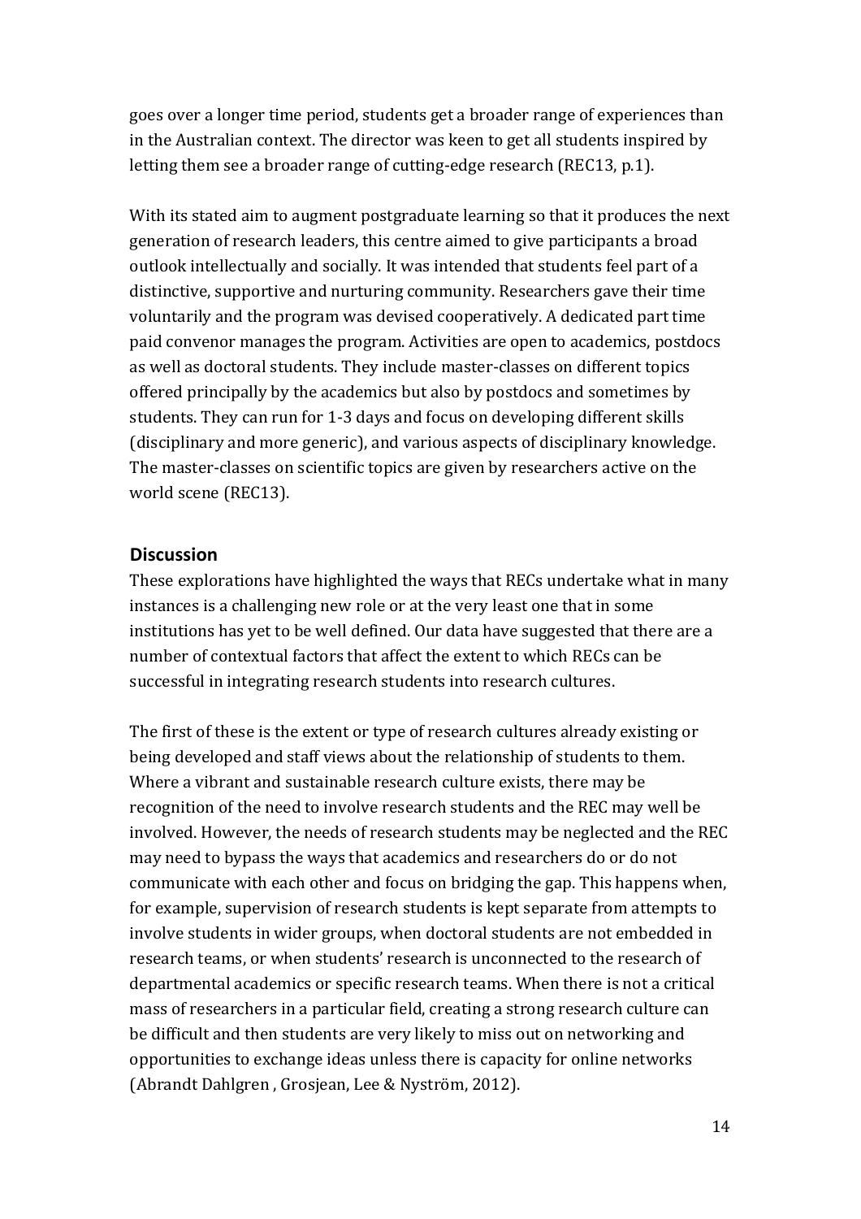goes over a longer time period, students get a broader range of experiences than in the Australian context. The director was keen to get all students inspired by letting them see a broader range of cutting-edge research (REC13, p.1).

With its stated aim to augment postgraduate learning so that it produces the next generation of research leaders, this centre aimed to give participants a broad outlook intellectually and socially. It was intended that students feel part of a distinctive, supportive and nurturing community. Researchers gave their time voluntarily and the program was devised cooperatively. A dedicated part time paid convenor manages the program. Activities are open to academics, postdocs as well as doctoral students. They include master-classes on different topics offered principally by the academics but also by postdocs and sometimes by students. They can run for 1-3 days and focus on developing different skills (disciplinary and more generic), and various aspects of disciplinary knowledge. The master-classes on scientific topics are given by researchers active on the world scene (REC13).

## Discussion

These explorations have highlighted the ways that RECs undertake what in many instances is a challenging new role or at the very least one that in some institutions has yet to be well defined. Our data have suggested that there are a number of contextual factors that affect the extent to which RECs can be successful in integrating research students into research cultures.

The first of these is the extent or type of research cultures already existing or being developed and staff views about the relationship of students to them. Where a vibrant and sustainable research culture exists, there may be recognition of the need to involve research students and the REC may well be involved. However, the needs of research students may be neglected and the REC may need to bypass the ways that academics and researchers do or do not communicate with each other and focus on bridging the gap. This happens when, for example, supervision of research students is kept separate from attempts to involve students in wider groups, when doctoral students are not embedded in research teams, or when students' research is unconnected to the research of departmental academics or specific research teams. When there is not a critical mass of researchers in a particular field, creating a strong research culture can be difficult and then students are very likely to miss out on networking and opportunities to exchange ideas unless there is capacity for online networks (Abrandt Dahlgren , Grosjean, Lee & Nyström, 2012).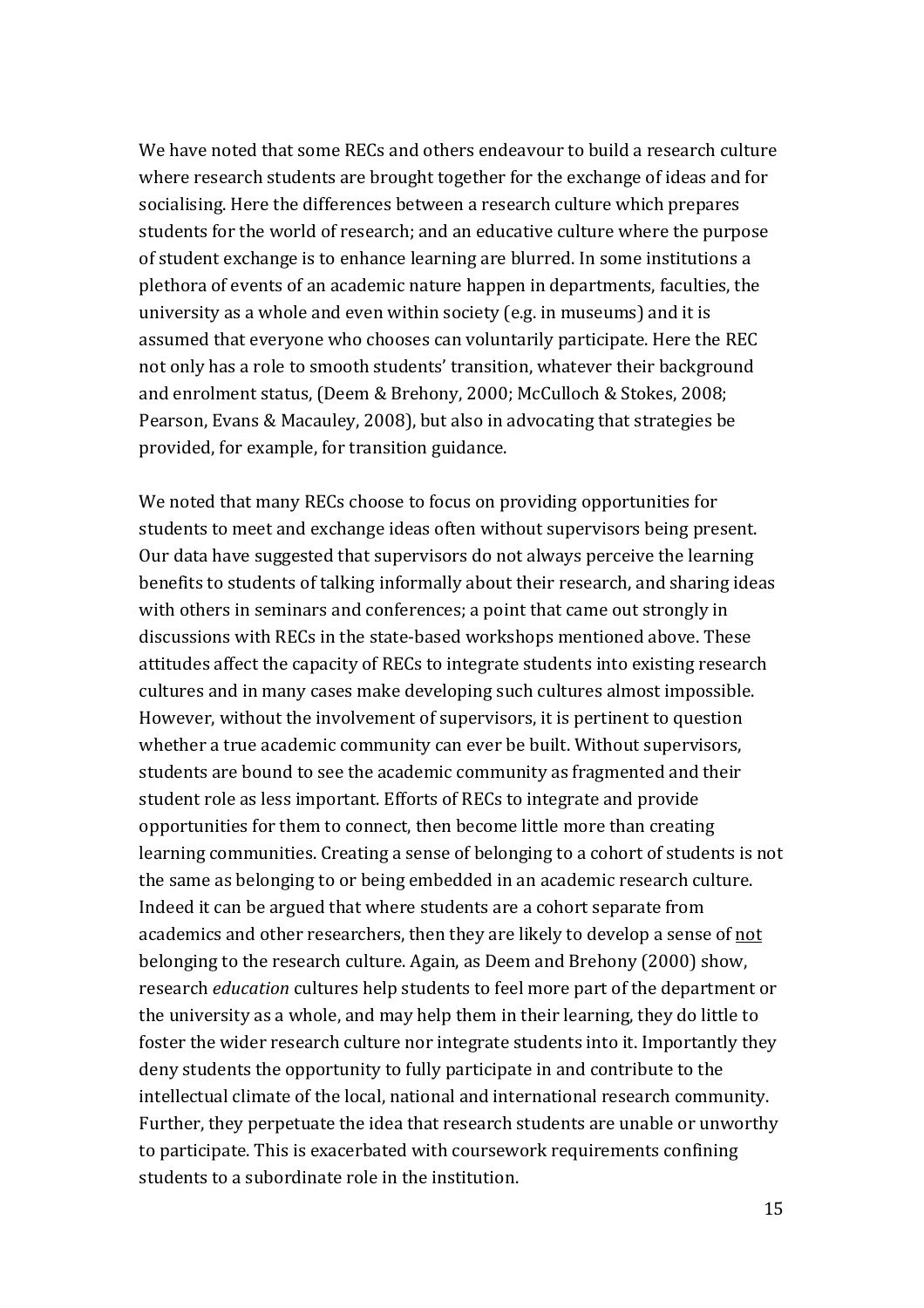We have noted that some RECs and others endeavour to build a research culture where research students are brought together for the exchange of ideas and for socialising. Here the differences between a research culture which prepares students for the world of research; and an educative culture where the purpose of student exchange is to enhance learning are blurred. In some institutions a plethora of events of an academic nature happen in departments, faculties, the university as a whole and even within society (e.g. in museums) and it is assumed that everyone who chooses can voluntarily participate. Here the REC not only has a role to smooth students' transition, whatever their background and enrolment status, (Deem & Brehony, 2000; McCulloch & Stokes, 2008; Pearson, Evans & Macauley, 2008), but also in advocating that strategies be provided, for example, for transition guidance.

We noted that many RECs choose to focus on providing opportunities for students to meet and exchange ideas often without supervisors being present. Our data have suggested that supervisors do not always perceive the learning benefits to students of talking informally about their research, and sharing ideas with others in seminars and conferences; a point that came out strongly in discussions with RECs in the state-based workshops mentioned above. These attitudes affect the capacity of RECs to integrate students into existing research cultures and in many cases make developing such cultures almost impossible. However, without the involvement of supervisors, it is pertinent to question whether a true academic community can ever be built. Without supervisors, students are bound to see the academic community as fragmented and their student role as less important. Efforts of RECs to integrate and provide opportunities for them to connect, then become little more than creating learning communities. Creating a sense of belonging to a cohort of students is not the same as belonging to or being embedded in an academic research culture. Indeed it can be argued that where students are a cohort separate from academics and other researchers, then they are likely to develop a sense of <u>not</u> belonging to the research culture. Again, as Deem and Brehony (2000) show, research *education* cultures help students to feel more part of the department or the university as a whole, and may help them in their learning, they do little to foster the wider research culture nor integrate students into it. Importantly they deny students the opportunity to fully participate in and contribute to the intellectual climate of the local, national and international research community. Further, they perpetuate the idea that research students are unable or unworthy to participate. This is exacerbated with coursework requirements confining students to a subordinate role in the institution.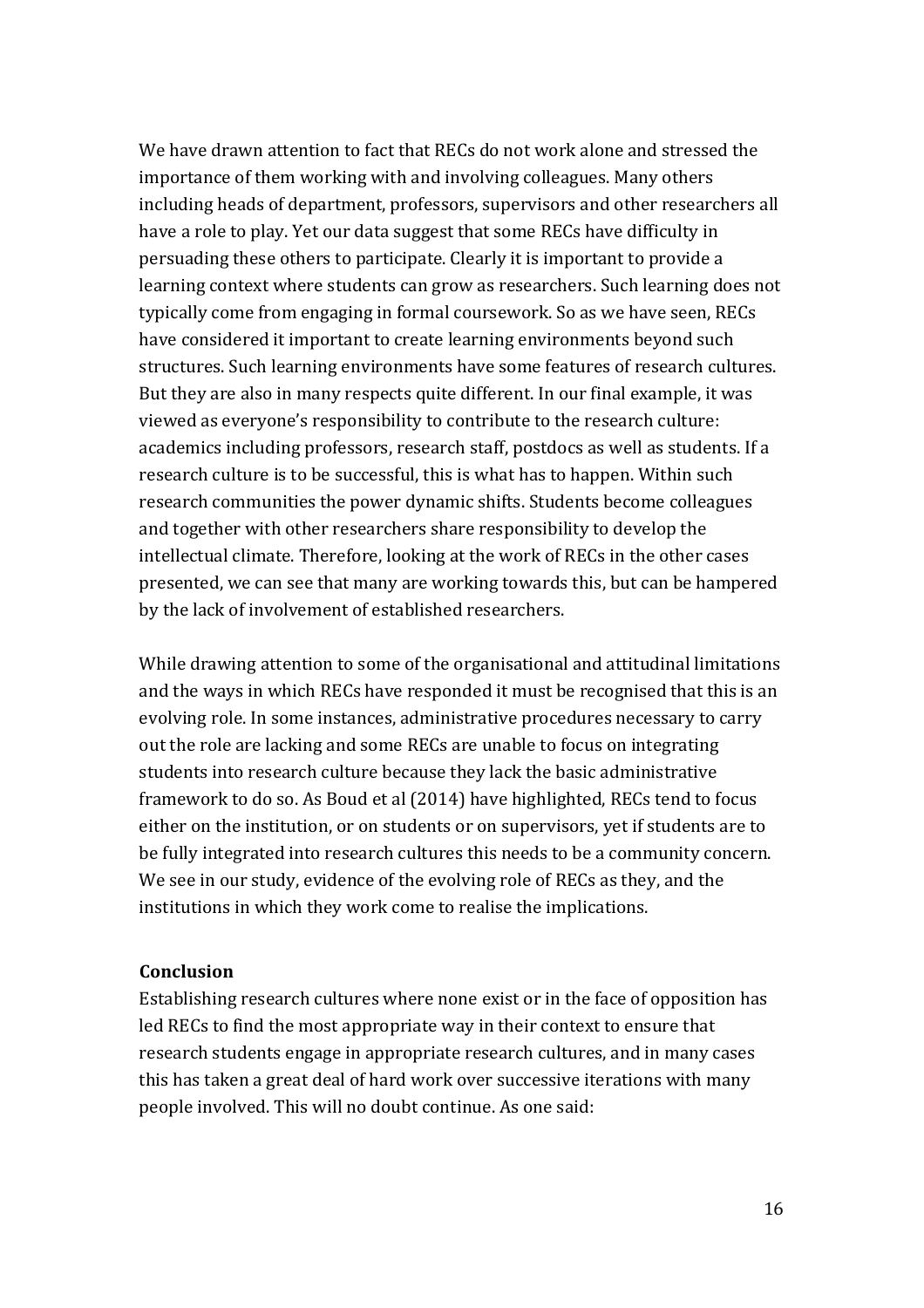We have drawn attention to fact that RECs do not work alone and stressed the importance of them working with and involving colleagues. Many others including heads of department, professors, supervisors and other researchers all have a role to play. Yet our data suggest that some RECs have difficulty in persuading these others to participate. Clearly it is important to provide a learning context where students can grow as researchers. Such learning does not typically come from engaging in formal coursework. So as we have seen, RECs have considered it important to create learning environments beyond such structures. Such learning environments have some features of research cultures. But they are also in many respects quite different. In our final example, it was viewed as everyone's responsibility to contribute to the research culture: academics including professors, research staff, postdocs as well as students. If a research culture is to be successful, this is what has to happen. Within such research communities the power dynamic shifts. Students become colleagues and together with other researchers share responsibility to develop the intellectual climate. Therefore, looking at the work of RECs in the other cases presented, we can see that many are working towards this, but can be hampered by the lack of involvement of established researchers.

While drawing attention to some of the organisational and attitudinal limitations and the ways in which RECs have responded it must be recognised that this is an evolving role. In some instances, administrative procedures necessary to carry out the role are lacking and some RECs are unable to focus on integrating students into research culture because they lack the basic administrative framework to do so. As Boud et al (2014) have highlighted, RECs tend to focus either on the institution, or on students or on supervisors, yet if students are to be fully integrated into research cultures this needs to be a community concern. We see in our study, evidence of the evolving role of RECs as they, and the institutions in which they work come to realise the implications.

**Conclusion**

Establishing research cultures where none exist or in the face of opposition has led RECs to find the most appropriate way in their context to ensure that research students engage in appropriate research cultures, and in many cases this has taken a great deal of hard work over successive iterations with many people involved. This will no doubt continue. As one said: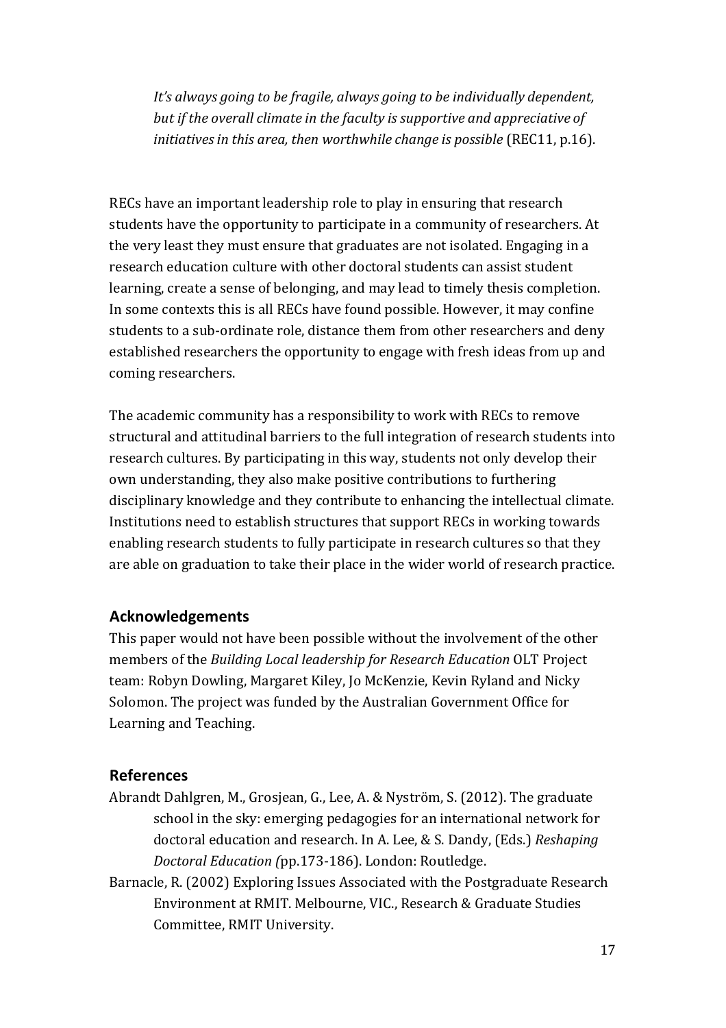> *It's always going to be fragile, always going to be individually dependent, but if the overall climate in the faculty is supportive and appreciative of initiatives in this area, then worthwhile change is possible* (REC11, p.16).

RECs have an important leadership role to play in ensuring that research students have the opportunity to participate in a community of researchers. At the very least they must ensure that graduates are not isolated. Engaging in a research education culture with other doctoral students can assist student learning, create a sense of belonging, and may lead to timely thesis completion. In some contexts this is all RECs have found possible. However, it may confine students to a sub-ordinate role, distance them from other researchers and deny established researchers the opportunity to engage with fresh ideas from up and coming researchers.

The academic community has a responsibility to work with RECs to remove structural and attitudinal barriers to the full integration of research students into research cultures. By participating in this way, students not only develop their own understanding, they also make positive contributions to furthering disciplinary knowledge and they contribute to enhancing the intellectual climate. Institutions need to establish structures that support RECs in working towards enabling research students to fully participate in research cultures so that they are able on graduation to take their place in the wider world of research practice.

## Acknowledgements

This paper would not have been possible without the involvement of the other members of the *Building Local leadership for Research Education* OLT Project team: Robyn Dowling, Margaret Kiley, Jo McKenzie, Kevin Ryland and Nicky Solomon. The project was funded by the Australian Government Office for Learning and Teaching.

## References

Abrandt Dahlgren, M., Grosjean, G., Lee, A. & Nyström, S. (2012). The graduate school in the sky: emerging pedagogies for an international network for doctoral education and research. In A. Lee, & S. Dandy, (Eds.) *Reshaping Doctoral Education (*pp.173-186). London: Routledge.

Barnacle, R. (2002) Exploring Issues Associated with the Postgraduate Research Environment at RMIT. Melbourne, VIC., Research & Graduate Studies Committee, RMIT University.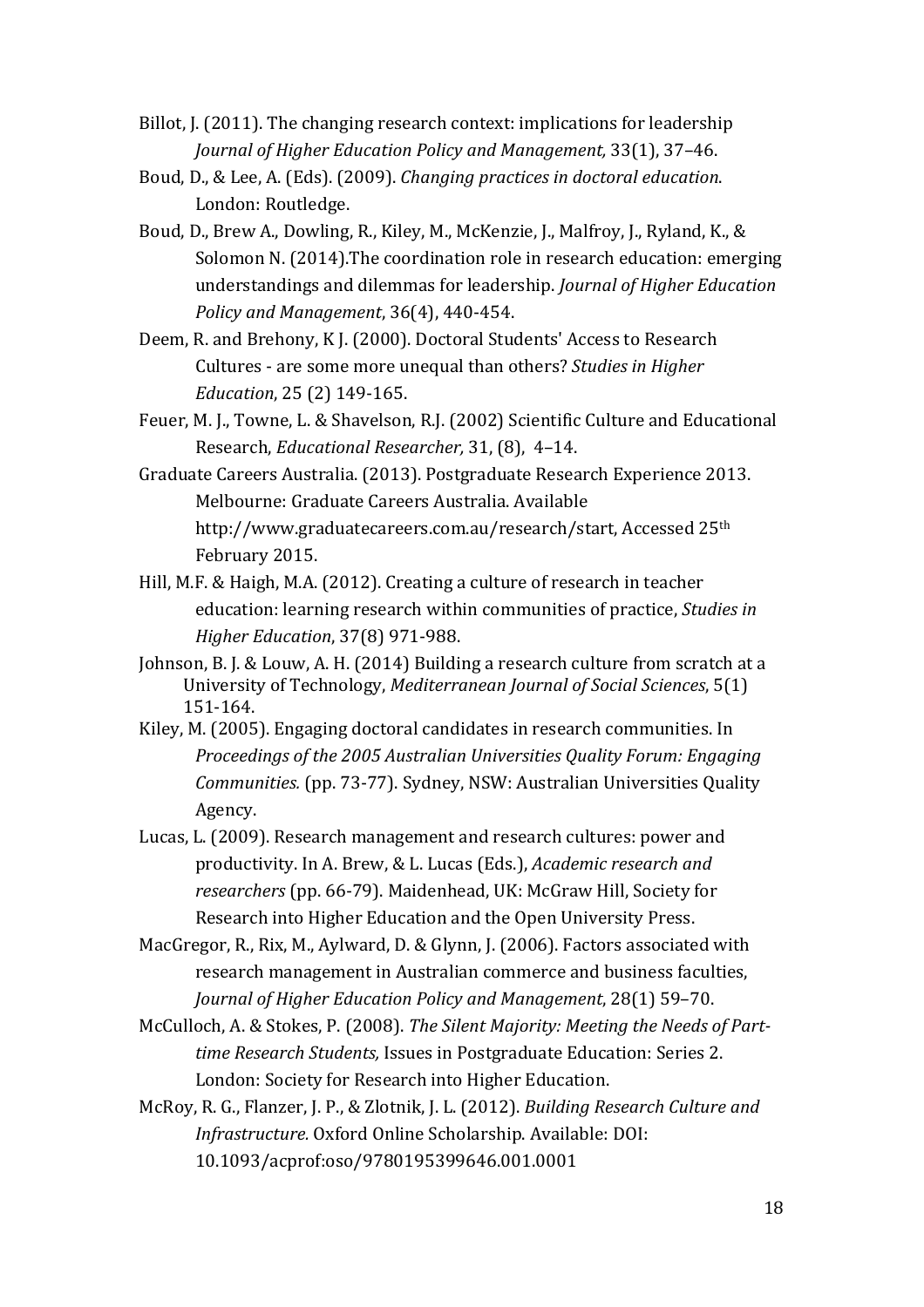Billot, J. (2011). The changing research context: implications for leadership *Journal of Higher Education Policy and Management,* 33(1), 37–46.

Boud, D., & Lee, A. (Eds). (2009). *Changing practices in doctoral education*. London: Routledge.

Boud, D., Brew A., Dowling, R., Kiley, M., McKenzie, J., Malfroy, J., Ryland, K., & Solomon N. (2014).The coordination role in research education: emerging understandings and dilemmas for leadership. *Journal of Higher Education Policy and Management*, 36(4), 440-454.

Deem, R. and Brehony, K J. (2000). Doctoral Students' Access to Research Cultures - are some more unequal than others? *Studies in Higher Education*, 25 (2) 149-165.

Feuer, M. J., Towne, L. & Shavelson, R.J. (2002) Scientific Culture and Educational Research, *Educational Researcher,* 31, (8), 4–14.

Graduate Careers Australia. (2013). Postgraduate Research Experience 2013. Melbourne: Graduate Careers Australia. Available http://www.graduatecareers.com.au/research/start, Accessed 25th February 2015.

Hill, M.F. & Haigh, M.A. (2012). Creating a culture of research in teacher education: learning research within communities of practice, *Studies in Higher Education*, 37(8) 971-988.

Johnson, B. J. & Louw, A. H. (2014) Building a research culture from scratch at a University of Technology, *Mediterranean Journal of Social Sciences*, 5(1) 151-164.

Kiley, M. (2005). Engaging doctoral candidates in research communities. In *Proceedings of the 2005 Australian Universities Quality Forum: Engaging Communities.* (pp. 73-77). Sydney, NSW: Australian Universities Quality Agency.

Lucas, L. (2009). Research management and research cultures: power and productivity. In A. Brew, & L. Lucas (Eds.), *Academic research and researchers* (pp. 66-79). Maidenhead, UK: McGraw Hill, Society for Research into Higher Education and the Open University Press.

MacGregor, R., Rix, M., Aylward, D. & Glynn, J. (2006). Factors associated with research management in Australian commerce and business faculties, *Journal of Higher Education Policy and Management*, 28(1) 59–70.

McCulloch, A. & Stokes, P. (2008). *The Silent Majority: Meeting the Needs of Part-time Research Students,* Issues in Postgraduate Education: Series 2. London: Society for Research into Higher Education.

McRoy, R. G., Flanzer, J. P., & Zlotnik, J. L. (2012). *Building Research Culture and Infrastructure.* Oxford Online Scholarship. Available: DOI: 10.1093/acprof:oso/9780195399646.001.0001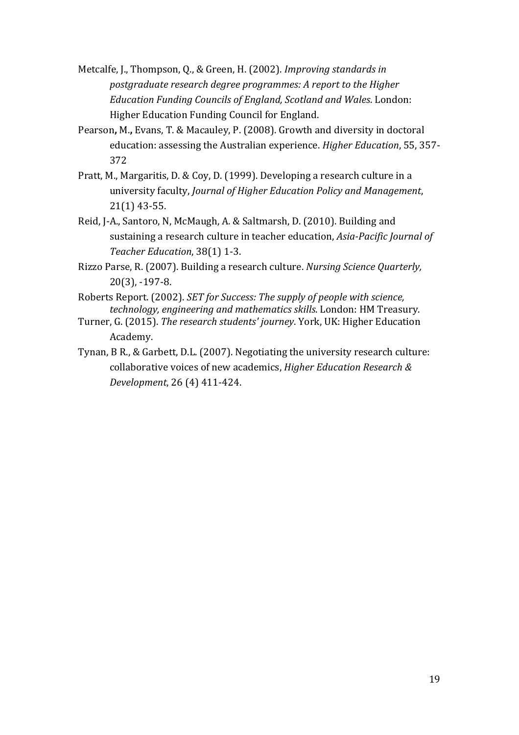Metcalfe, J., Thompson, Q., & Green, H. (2002). *Improving standards in postgraduate research degree programmes: A report to the Higher Education Funding Councils of England, Scotland and Wales*. London: Higher Education Funding Council for England.

Pearson**,** M.**,** Evans, T. & Macauley, P. (2008). Growth and diversity in doctoral education: assessing the Australian experience. *Higher Education*, 55, 357-372

Pratt, M., Margaritis, D. & Coy, D. (1999). Developing a research culture in a university faculty, *Journal of Higher Education Policy and Management*, 21(1) 43-55.

Reid, J-A., Santoro, N, McMaugh, A. & Saltmarsh, D. (2010). Building and sustaining a research culture in teacher education, *Asia-Pacific Journal of Teacher Education*, 38(1) 1-3.

Rizzo Parse, R. (2007). Building a research culture. *Nursing Science Quarterly,* 20(3), -197-8.

Roberts Report. (2002). *SET for Success: The supply of people with science, technology, engineering and mathematics skills*. London: HM Treasury.

Turner, G. (2015). *The research students' journey*. York, UK: Higher Education Academy.

Tynan, B R., & Garbett, D.L. (2007). Negotiating the university research culture: collaborative voices of new academics, *Higher Education Research & Development*, 26 (4) 411-424.